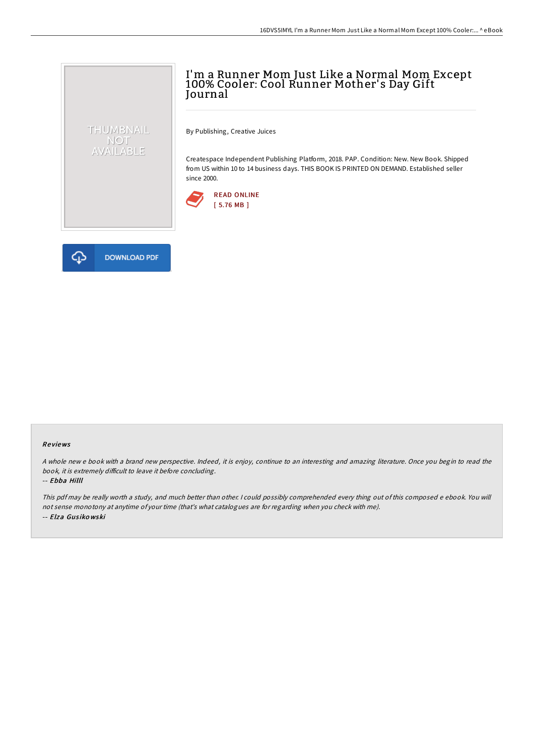# I'm a Runner Mom Just Like a Normal Mom Except 100% Cooler: Cool Runner Mother's Day Gift Journal

By Publishing, Creative Juices

Createspace Independent Publishing Platform, 2018. PAP. Condition: New. New Book. Shipped from US within 10 to 14 business days. THIS BOOK IS PRINTED ON DEMAND. Established seller since 2000.

READ ONLINE
[ 5.76 MB ]

DOWNLOAD PDF

## Reviews

*A whole new e book with a brand new perspective. Indeed, it is enjoy, continue to an interesting and amazing literature. Once you begin to read the book, it is extremely difficult to leave it before concluding.*

-- ***Ebba Hilll***

*This pdf may be really worth a study, and much better than other. I could possibly comprehended every thing out of this composed e ebook. You will not sense monotony at anytime of your time (that's what catalogues are for regarding when you check with me).*

-- ***Elza Gusikowski***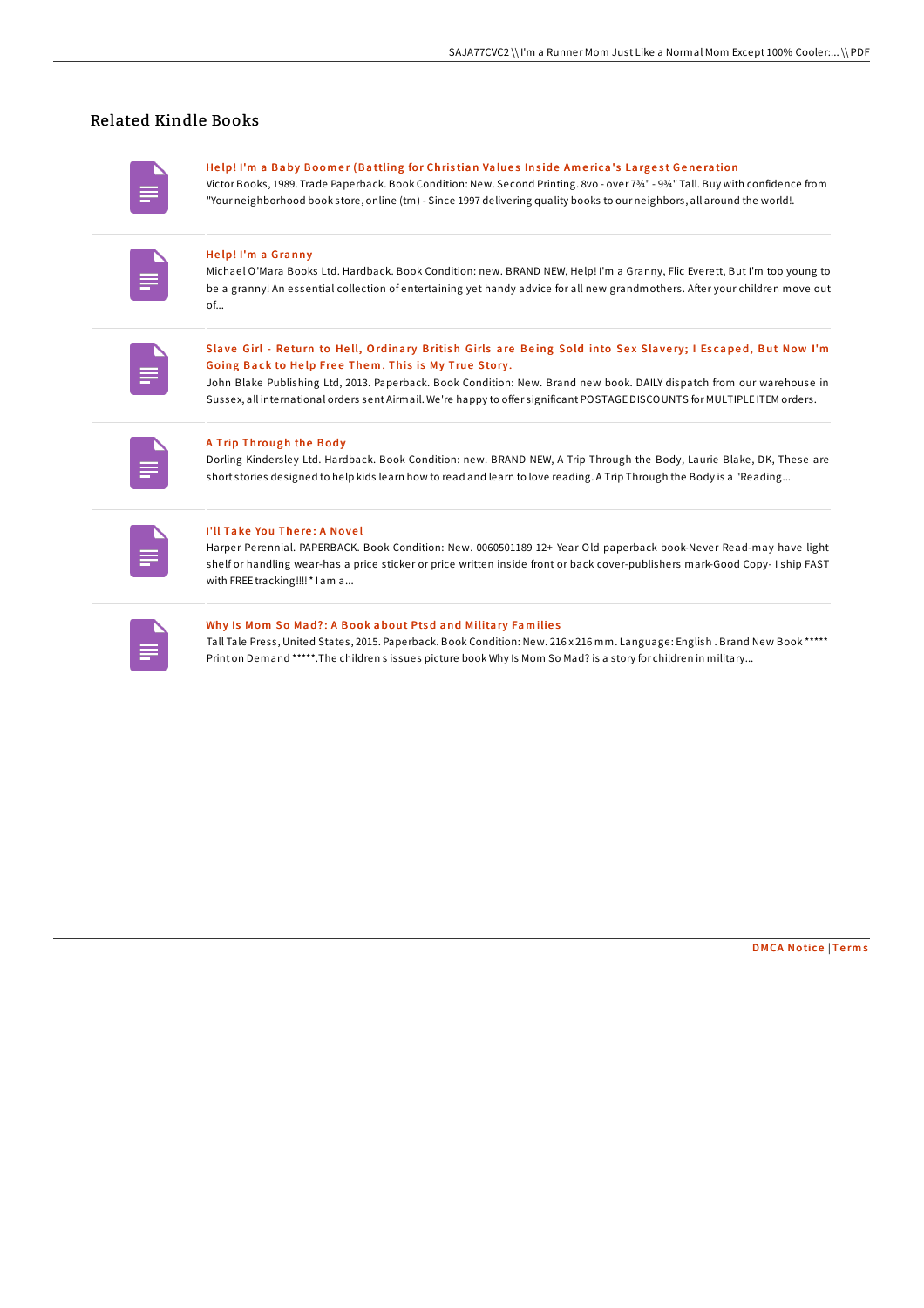## Related Kindle Books

### Help! I'm a Baby Boomer (Battling for Christian Values Inside America's Largest Generation

Victor Books, 1989. Trade Paperback. Book Condition: New. Second Printing. 8vo - over 7¾" - 9¾" Tall. Buy with confidence from "Your neighborhood book store, online (tm) - Since 1997 delivering quality books to our neighbors, all around the world!.

### Help! I'm a Granny

Michael O'Mara Books Ltd. Hardback. Book Condition: new. BRAND NEW, Help! I'm a Granny, Flic Everett, But I'm too young to be a granny! An essential collection of entertaining yet handy advice for all new grandmothers. After your children move out of...

### Slave Girl - Return to Hell, Ordinary British Girls are Being Sold into Sex Slavery; I Escaped, But Now I'm Going Back to Help Free Them. This is My True Story.

John Blake Publishing Ltd, 2013. Paperback. Book Condition: New. Brand new book. DAILY dispatch from our warehouse in Sussex, all international orders sent Airmail. We're happy to offer significant POSTAGE DISCOUNTS for MULTIPLE ITEM orders.

### A Trip Through the Body

Dorling Kindersley Ltd. Hardback. Book Condition: new. BRAND NEW, A Trip Through the Body, Laurie Blake, DK, These are short stories designed to help kids learn how to read and learn to love reading. A Trip Through the Body is a "Reading...

### I'll Take You There: A Novel

Harper Perennial. PAPERBACK. Book Condition: New. 0060501189 12+ Year Old paperback book-Never Read-may have light shelf or handling wear-has a price sticker or price written inside front or back cover-publishers mark-Good Copy- I ship FAST with FREE tracking!!!! * I am a...

### Why Is Mom So Mad?: A Book about Ptsd and Military Families

Tall Tale Press, United States, 2015. Paperback. Book Condition: New. 216 x 216 mm. Language: English . Brand New Book ***** Print on Demand *****.The children s issues picture book Why Is Mom So Mad? is a story for children in military...

DMCA Notice | Terms